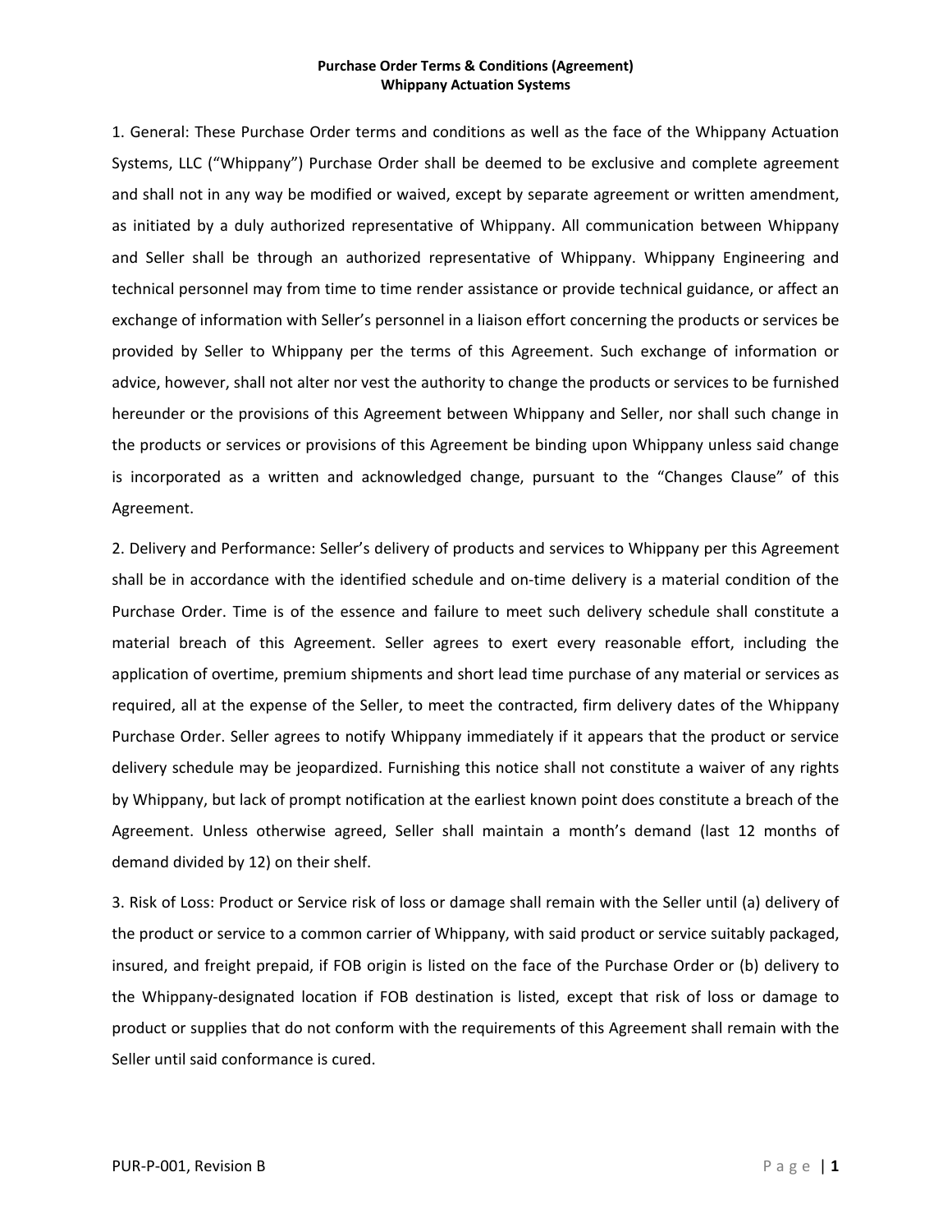**Purchase Order Terms & Conditions (Agreement)**
**Whippany Actuation Systems**

1. General: These Purchase Order terms and conditions as well as the face of the Whippany Actuation Systems, LLC ("Whippany") Purchase Order shall be deemed to be exclusive and complete agreement and shall not in any way be modified or waived, except by separate agreement or written amendment, as initiated by a duly authorized representative of Whippany. All communication between Whippany and Seller shall be through an authorized representative of Whippany. Whippany Engineering and technical personnel may from time to time render assistance or provide technical guidance, or affect an exchange of information with Seller's personnel in a liaison effort concerning the products or services be provided by Seller to Whippany per the terms of this Agreement. Such exchange of information or advice, however, shall not alter nor vest the authority to change the products or services to be furnished hereunder or the provisions of this Agreement between Whippany and Seller, nor shall such change in the products or services or provisions of this Agreement be binding upon Whippany unless said change is incorporated as a written and acknowledged change, pursuant to the "Changes Clause" of this Agreement.

2. Delivery and Performance: Seller's delivery of products and services to Whippany per this Agreement shall be in accordance with the identified schedule and on-time delivery is a material condition of the Purchase Order. Time is of the essence and failure to meet such delivery schedule shall constitute a material breach of this Agreement. Seller agrees to exert every reasonable effort, including the application of overtime, premium shipments and short lead time purchase of any material or services as required, all at the expense of the Seller, to meet the contracted, firm delivery dates of the Whippany Purchase Order. Seller agrees to notify Whippany immediately if it appears that the product or service delivery schedule may be jeopardized. Furnishing this notice shall not constitute a waiver of any rights by Whippany, but lack of prompt notification at the earliest known point does constitute a breach of the Agreement. Unless otherwise agreed, Seller shall maintain a month's demand (last 12 months of demand divided by 12) on their shelf.

3. Risk of Loss: Product or Service risk of loss or damage shall remain with the Seller until (a) delivery of the product or service to a common carrier of Whippany, with said product or service suitably packaged, insured, and freight prepaid, if FOB origin is listed on the face of the Purchase Order or (b) delivery to the Whippany-designated location if FOB destination is listed, except that risk of loss or damage to product or supplies that do not conform with the requirements of this Agreement shall remain with the Seller until said conformance is cured.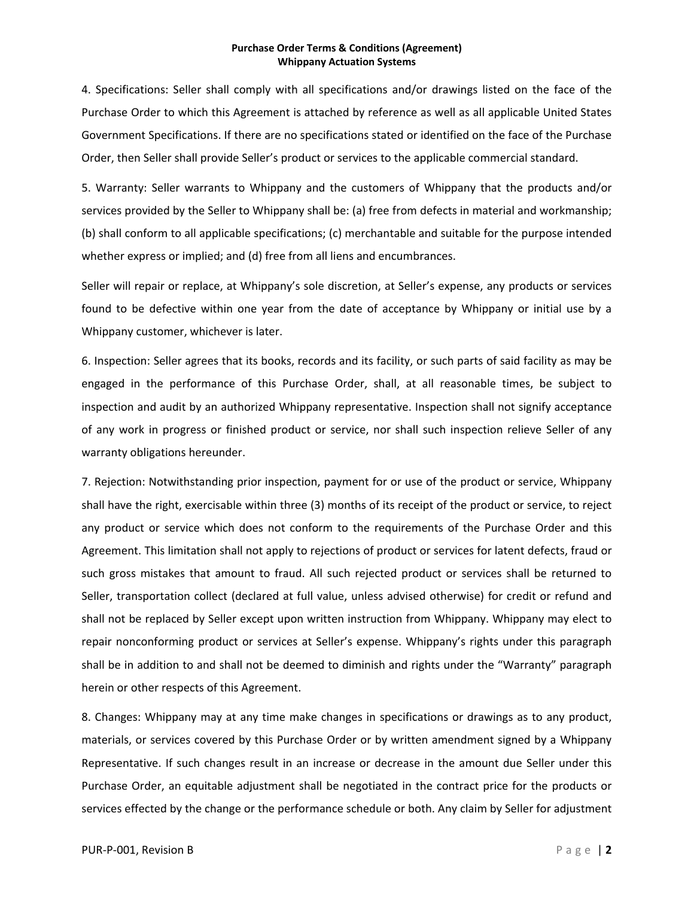4. Specifications: Seller shall comply with all specifications and/or drawings listed on the face of the Purchase Order to which this Agreement is attached by reference as well as all applicable United States Government Specifications. If there are no specifications stated or identified on the face of the Purchase Order, then Seller shall provide Seller's product or services to the applicable commercial standard.

5. Warranty: Seller warrants to Whippany and the customers of Whippany that the products and/or services provided by the Seller to Whippany shall be: (a) free from defects in material and workmanship; (b) shall conform to all applicable specifications; (c) merchantable and suitable for the purpose intended whether express or implied; and (d) free from all liens and encumbrances.

Seller will repair or replace, at Whippany's sole discretion, at Seller's expense, any products or services found to be defective within one year from the date of acceptance by Whippany or initial use by a Whippany customer, whichever is later.

6. Inspection: Seller agrees that its books, records and its facility, or such parts of said facility as may be engaged in the performance of this Purchase Order, shall, at all reasonable times, be subject to inspection and audit by an authorized Whippany representative. Inspection shall not signify acceptance of any work in progress or finished product or service, nor shall such inspection relieve Seller of any warranty obligations hereunder.

7. Rejection: Notwithstanding prior inspection, payment for or use of the product or service, Whippany shall have the right, exercisable within three (3) months of its receipt of the product or service, to reject any product or service which does not conform to the requirements of the Purchase Order and this Agreement. This limitation shall not apply to rejections of product or services for latent defects, fraud or such gross mistakes that amount to fraud. All such rejected product or services shall be returned to Seller, transportation collect (declared at full value, unless advised otherwise) for credit or refund and shall not be replaced by Seller except upon written instruction from Whippany. Whippany may elect to repair nonconforming product or services at Seller's expense. Whippany's rights under this paragraph shall be in addition to and shall not be deemed to diminish and rights under the "Warranty" paragraph herein or other respects of this Agreement.

8. Changes: Whippany may at any time make changes in specifications or drawings as to any product, materials, or services covered by this Purchase Order or by written amendment signed by a Whippany Representative. If such changes result in an increase or decrease in the amount due Seller under this Purchase Order, an equitable adjustment shall be negotiated in the contract price for the products or services effected by the change or the performance schedule or both. Any claim by Seller for adjustment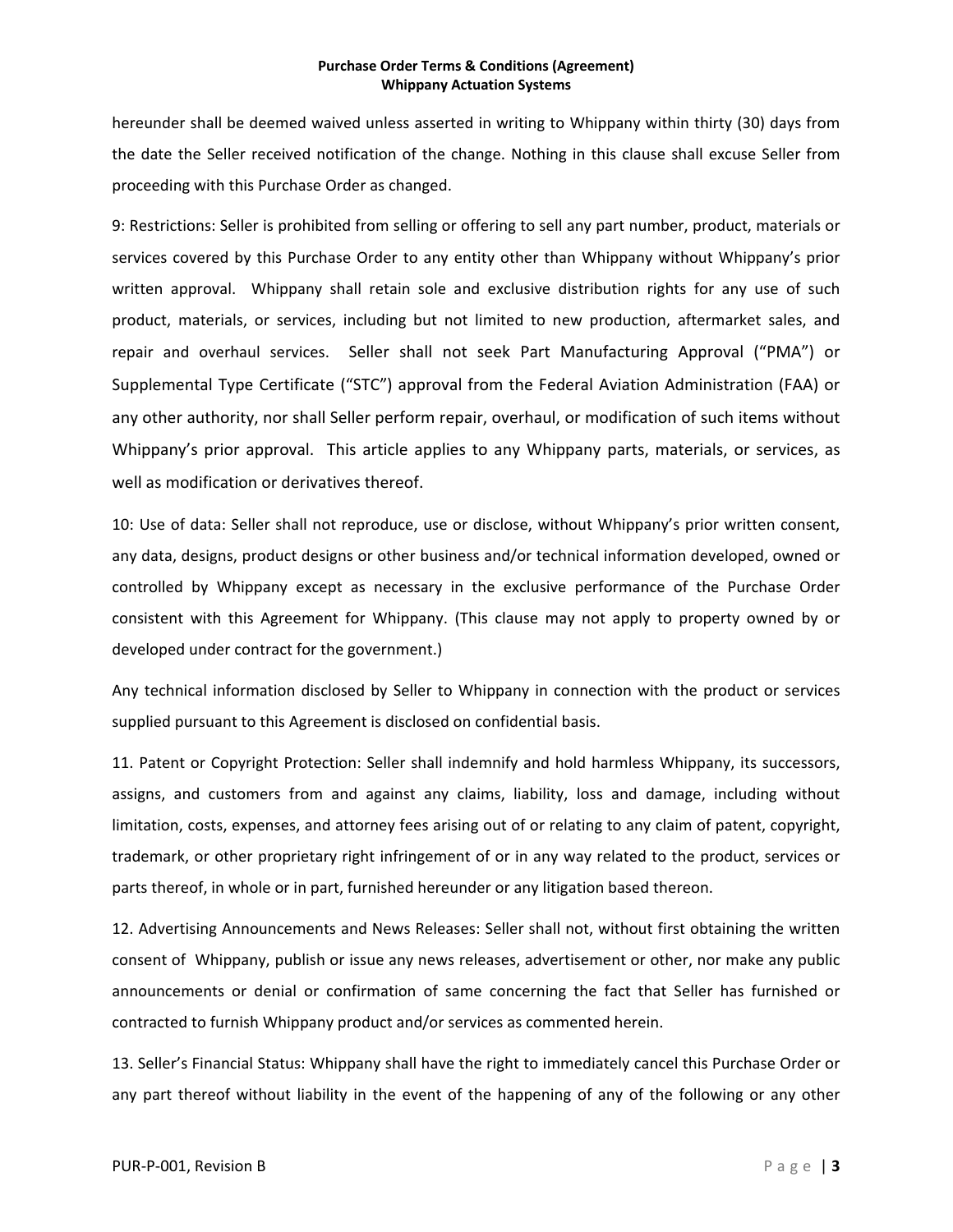hereunder shall be deemed waived unless asserted in writing to Whippany within thirty (30) days from the date the Seller received notification of the change. Nothing in this clause shall excuse Seller from proceeding with this Purchase Order as changed.

9: Restrictions: Seller is prohibited from selling or offering to sell any part number, product, materials or services covered by this Purchase Order to any entity other than Whippany without Whippany's prior written approval. Whippany shall retain sole and exclusive distribution rights for any use of such product, materials, or services, including but not limited to new production, aftermarket sales, and repair and overhaul services. Seller shall not seek Part Manufacturing Approval ("PMA") or Supplemental Type Certificate ("STC") approval from the Federal Aviation Administration (FAA) or any other authority, nor shall Seller perform repair, overhaul, or modification of such items without Whippany's prior approval. This article applies to any Whippany parts, materials, or services, as well as modification or derivatives thereof.

10: Use of data: Seller shall not reproduce, use or disclose, without Whippany's prior written consent, any data, designs, product designs or other business and/or technical information developed, owned or controlled by Whippany except as necessary in the exclusive performance of the Purchase Order consistent with this Agreement for Whippany. (This clause may not apply to property owned by or developed under contract for the government.)

Any technical information disclosed by Seller to Whippany in connection with the product or services supplied pursuant to this Agreement is disclosed on confidential basis.

11. Patent or Copyright Protection: Seller shall indemnify and hold harmless Whippany, its successors, assigns, and customers from and against any claims, liability, loss and damage, including without limitation, costs, expenses, and attorney fees arising out of or relating to any claim of patent, copyright, trademark, or other proprietary right infringement of or in any way related to the product, services or parts thereof, in whole or in part, furnished hereunder or any litigation based thereon.

12. Advertising Announcements and News Releases: Seller shall not, without first obtaining the written consent of Whippany, publish or issue any news releases, advertisement or other, nor make any public announcements or denial or confirmation of same concerning the fact that Seller has furnished or contracted to furnish Whippany product and/or services as commented herein.

13. Seller's Financial Status: Whippany shall have the right to immediately cancel this Purchase Order or any part thereof without liability in the event of the happening of any of the following or any other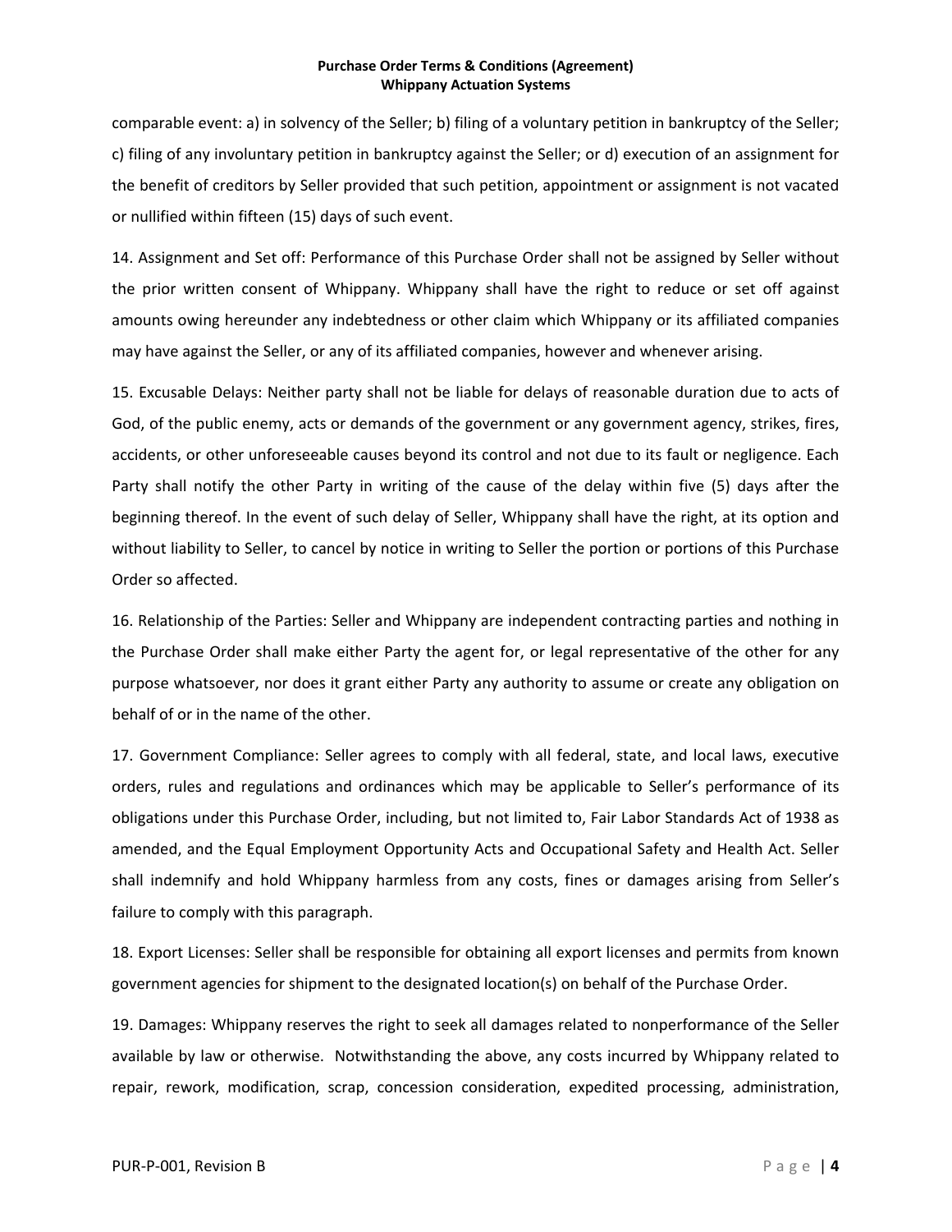comparable event: a) in solvency of the Seller; b) filing of a voluntary petition in bankruptcy of the Seller; c) filing of any involuntary petition in bankruptcy against the Seller; or d) execution of an assignment for the benefit of creditors by Seller provided that such petition, appointment or assignment is not vacated or nullified within fifteen (15) days of such event.

14. Assignment and Set off: Performance of this Purchase Order shall not be assigned by Seller without the prior written consent of Whippany. Whippany shall have the right to reduce or set off against amounts owing hereunder any indebtedness or other claim which Whippany or its affiliated companies may have against the Seller, or any of its affiliated companies, however and whenever arising.

15. Excusable Delays: Neither party shall not be liable for delays of reasonable duration due to acts of God, of the public enemy, acts or demands of the government or any government agency, strikes, fires, accidents, or other unforeseeable causes beyond its control and not due to its fault or negligence. Each Party shall notify the other Party in writing of the cause of the delay within five (5) days after the beginning thereof. In the event of such delay of Seller, Whippany shall have the right, at its option and without liability to Seller, to cancel by notice in writing to Seller the portion or portions of this Purchase Order so affected.

16. Relationship of the Parties: Seller and Whippany are independent contracting parties and nothing in the Purchase Order shall make either Party the agent for, or legal representative of the other for any purpose whatsoever, nor does it grant either Party any authority to assume or create any obligation on behalf of or in the name of the other.

17. Government Compliance: Seller agrees to comply with all federal, state, and local laws, executive orders, rules and regulations and ordinances which may be applicable to Seller's performance of its obligations under this Purchase Order, including, but not limited to, Fair Labor Standards Act of 1938 as amended, and the Equal Employment Opportunity Acts and Occupational Safety and Health Act. Seller shall indemnify and hold Whippany harmless from any costs, fines or damages arising from Seller's failure to comply with this paragraph.

18. Export Licenses: Seller shall be responsible for obtaining all export licenses and permits from known government agencies for shipment to the designated location(s) on behalf of the Purchase Order.

19. Damages: Whippany reserves the right to seek all damages related to nonperformance of the Seller available by law or otherwise. Notwithstanding the above, any costs incurred by Whippany related to repair, rework, modification, scrap, concession consideration, expedited processing, administration,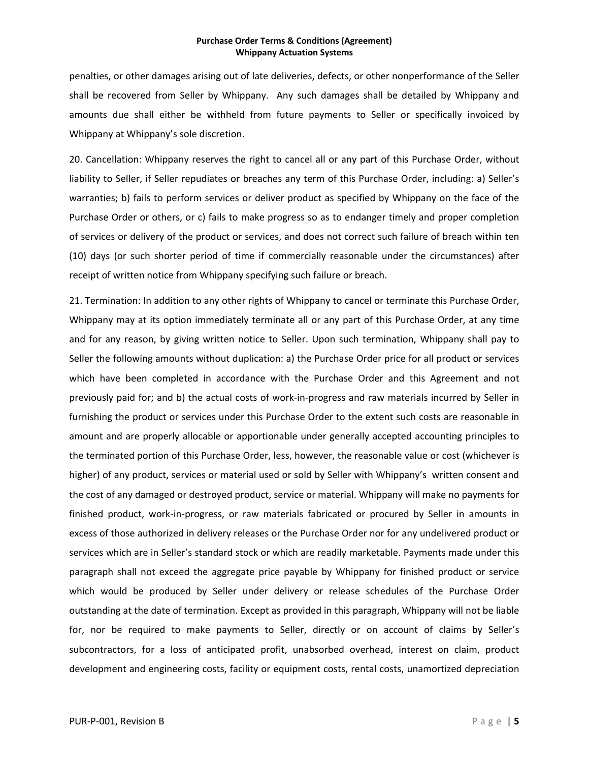penalties, or other damages arising out of late deliveries, defects, or other nonperformance of the Seller shall be recovered from Seller by Whippany. Any such damages shall be detailed by Whippany and amounts due shall either be withheld from future payments to Seller or specifically invoiced by Whippany at Whippany's sole discretion.

20. Cancellation: Whippany reserves the right to cancel all or any part of this Purchase Order, without liability to Seller, if Seller repudiates or breaches any term of this Purchase Order, including: a) Seller's warranties; b) fails to perform services or deliver product as specified by Whippany on the face of the Purchase Order or others, or c) fails to make progress so as to endanger timely and proper completion of services or delivery of the product or services, and does not correct such failure of breach within ten (10) days (or such shorter period of time if commercially reasonable under the circumstances) after receipt of written notice from Whippany specifying such failure or breach.

21. Termination: In addition to any other rights of Whippany to cancel or terminate this Purchase Order, Whippany may at its option immediately terminate all or any part of this Purchase Order, at any time and for any reason, by giving written notice to Seller. Upon such termination, Whippany shall pay to Seller the following amounts without duplication: a) the Purchase Order price for all product or services which have been completed in accordance with the Purchase Order and this Agreement and not previously paid for; and b) the actual costs of work-in-progress and raw materials incurred by Seller in furnishing the product or services under this Purchase Order to the extent such costs are reasonable in amount and are properly allocable or apportionable under generally accepted accounting principles to the terminated portion of this Purchase Order, less, however, the reasonable value or cost (whichever is higher) of any product, services or material used or sold by Seller with Whippany's written consent and the cost of any damaged or destroyed product, service or material. Whippany will make no payments for finished product, work-in-progress, or raw materials fabricated or procured by Seller in amounts in excess of those authorized in delivery releases or the Purchase Order nor for any undelivered product or services which are in Seller's standard stock or which are readily marketable. Payments made under this paragraph shall not exceed the aggregate price payable by Whippany for finished product or service which would be produced by Seller under delivery or release schedules of the Purchase Order outstanding at the date of termination. Except as provided in this paragraph, Whippany will not be liable for, nor be required to make payments to Seller, directly or on account of claims by Seller's subcontractors, for a loss of anticipated profit, unabsorbed overhead, interest on claim, product development and engineering costs, facility or equipment costs, rental costs, unamortized depreciation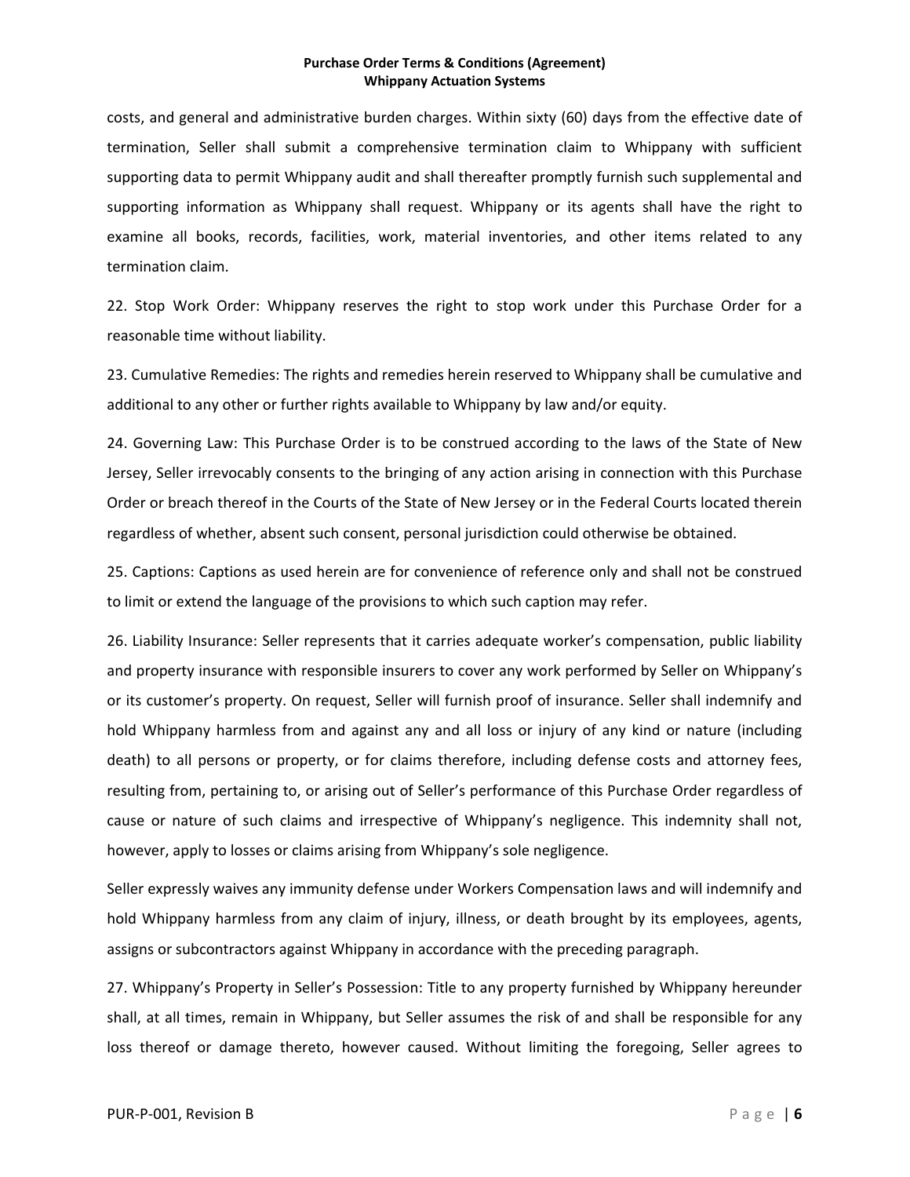costs, and general and administrative burden charges. Within sixty (60) days from the effective date of termination, Seller shall submit a comprehensive termination claim to Whippany with sufficient supporting data to permit Whippany audit and shall thereafter promptly furnish such supplemental and supporting information as Whippany shall request. Whippany or its agents shall have the right to examine all books, records, facilities, work, material inventories, and other items related to any termination claim.

22. Stop Work Order: Whippany reserves the right to stop work under this Purchase Order for a reasonable time without liability.

23. Cumulative Remedies: The rights and remedies herein reserved to Whippany shall be cumulative and additional to any other or further rights available to Whippany by law and/or equity.

24. Governing Law: This Purchase Order is to be construed according to the laws of the State of New Jersey, Seller irrevocably consents to the bringing of any action arising in connection with this Purchase Order or breach thereof in the Courts of the State of New Jersey or in the Federal Courts located therein regardless of whether, absent such consent, personal jurisdiction could otherwise be obtained.

25. Captions: Captions as used herein are for convenience of reference only and shall not be construed to limit or extend the language of the provisions to which such caption may refer.

26. Liability Insurance: Seller represents that it carries adequate worker's compensation, public liability and property insurance with responsible insurers to cover any work performed by Seller on Whippany's or its customer's property. On request, Seller will furnish proof of insurance. Seller shall indemnify and hold Whippany harmless from and against any and all loss or injury of any kind or nature (including death) to all persons or property, or for claims therefore, including defense costs and attorney fees, resulting from, pertaining to, or arising out of Seller's performance of this Purchase Order regardless of cause or nature of such claims and irrespective of Whippany's negligence. This indemnity shall not, however, apply to losses or claims arising from Whippany's sole negligence.

Seller expressly waives any immunity defense under Workers Compensation laws and will indemnify and hold Whippany harmless from any claim of injury, illness, or death brought by its employees, agents, assigns or subcontractors against Whippany in accordance with the preceding paragraph.

27. Whippany's Property in Seller's Possession: Title to any property furnished by Whippany hereunder shall, at all times, remain in Whippany, but Seller assumes the risk of and shall be responsible for any loss thereof or damage thereto, however caused. Without limiting the foregoing, Seller agrees to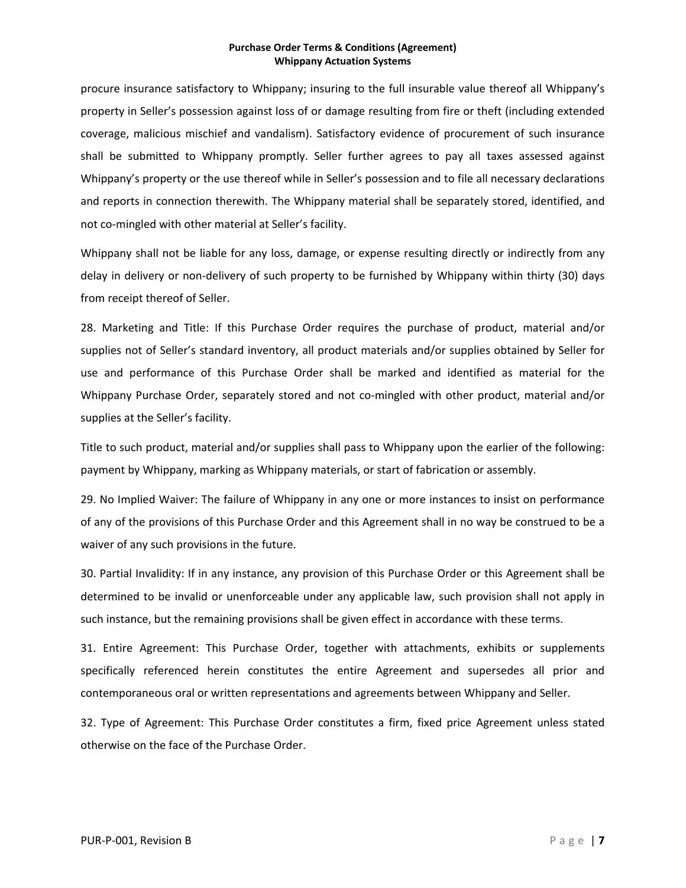procure insurance satisfactory to Whippany; insuring to the full insurable value thereof all Whippany's property in Seller's possession against loss of or damage resulting from fire or theft (including extended coverage, malicious mischief and vandalism). Satisfactory evidence of procurement of such insurance shall be submitted to Whippany promptly. Seller further agrees to pay all taxes assessed against Whippany's property or the use thereof while in Seller's possession and to file all necessary declarations and reports in connection therewith. The Whippany material shall be separately stored, identified, and not co-mingled with other material at Seller's facility.

Whippany shall not be liable for any loss, damage, or expense resulting directly or indirectly from any delay in delivery or non-delivery of such property to be furnished by Whippany within thirty (30) days from receipt thereof of Seller.

28. Marketing and Title: If this Purchase Order requires the purchase of product, material and/or supplies not of Seller's standard inventory, all product materials and/or supplies obtained by Seller for use and performance of this Purchase Order shall be marked and identified as material for the Whippany Purchase Order, separately stored and not co-mingled with other product, material and/or supplies at the Seller's facility.

Title to such product, material and/or supplies shall pass to Whippany upon the earlier of the following: payment by Whippany, marking as Whippany materials, or start of fabrication or assembly.

29. No Implied Waiver: The failure of Whippany in any one or more instances to insist on performance of any of the provisions of this Purchase Order and this Agreement shall in no way be construed to be a waiver of any such provisions in the future.

30. Partial Invalidity: If in any instance, any provision of this Purchase Order or this Agreement shall be determined to be invalid or unenforceable under any applicable law, such provision shall not apply in such instance, but the remaining provisions shall be given effect in accordance with these terms.

31. Entire Agreement: This Purchase Order, together with attachments, exhibits or supplements specifically referenced herein constitutes the entire Agreement and supersedes all prior and contemporaneous oral or written representations and agreements between Whippany and Seller.

32. Type of Agreement: This Purchase Order constitutes a firm, fixed price Agreement unless stated otherwise on the face of the Purchase Order.